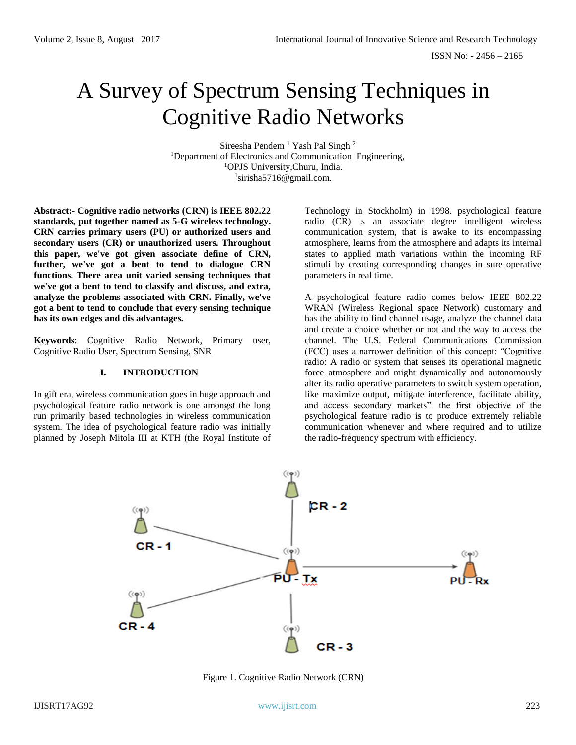# A Survey of Spectrum Sensing Techniques in Cognitive Radio Networks

Sireesha Pendem [1] Yash Pal Singh [2]
[1]Department of Electronics and Communication Engineering,
[1]OPJS University,Churu, India.
[1]sirisha5716@gmail.com.

**Abstract:- Cognitive radio networks (CRN) is IEEE 802.22 standards, put together named as 5-G wireless technology. CRN carries primary users (PU) or authorized users and secondary users (CR) or unauthorized users. Throughout this paper, we've got given associate define of CRN, further, we've got a bent to tend to dialogue CRN functions. There area unit varied sensing techniques that we've got a bent to tend to classify and discuss, and extra, analyze the problems associated with CRN. Finally, we've got a bent to tend to conclude that every sensing technique has its own edges and dis advantages.**

**Keywords**: Cognitive Radio Network, Primary user, Cognitive Radio User, Spectrum Sensing, SNR

## I. INTRODUCTION

In gift era, wireless communication goes in huge approach and psychological feature radio network is one amongst the long run primarily based technologies in wireless communication system. The idea of psychological feature radio was initially planned by Joseph Mitola III at KTH (the Royal Institute of Technology in Stockholm) in 1998. psychological feature radio (CR) is an associate degree intelligent wireless communication system, that is awake to its encompassing atmosphere, learns from the atmosphere and adapts its internal states to applied math variations within the incoming RF stimuli by creating corresponding changes in sure operative parameters in real time.

A psychological feature radio comes below IEEE 802.22 WRAN (Wireless Regional space Network) customary and has the ability to find channel usage, analyze the channel data and create a choice whether or not and the way to access the channel. The U.S. Federal Communications Commission (FCC) uses a narrower definition of this concept: "Cognitive radio: A radio or system that senses its operational magnetic force atmosphere and might dynamically and autonomously alter its radio operative parameters to switch system operation, like maximize output, mitigate interference, facilitate ability, and access secondary markets". the first objective of the psychological feature radio is to produce extremely reliable communication whenever and where required and to utilize the radio-frequency spectrum with efficiency.

Figure 1. Cognitive Radio Network (CRN)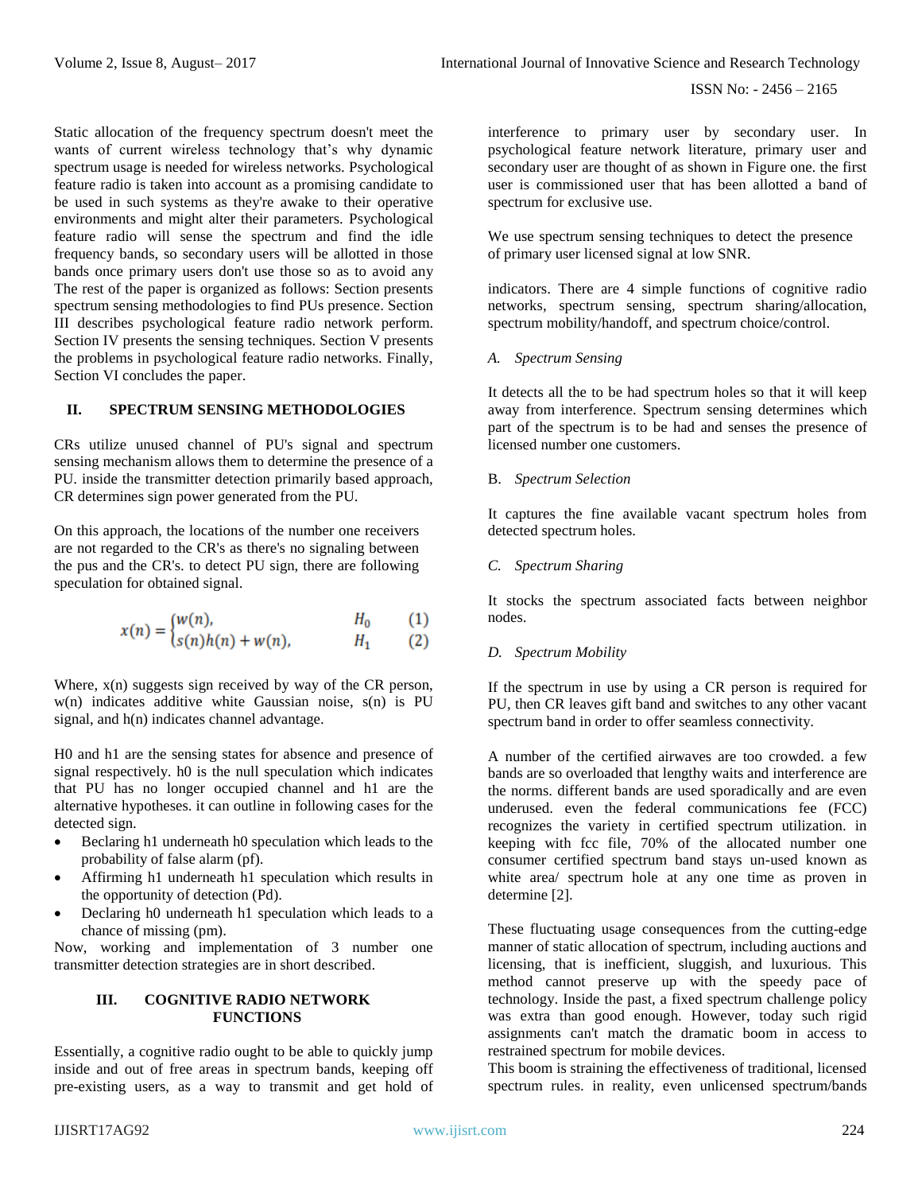Static allocation of the frequency spectrum doesn't meet the wants of current wireless technology that's why dynamic spectrum usage is needed for wireless networks. Psychological feature radio is taken into account as a promising candidate to be used in such systems as they're awake to their operative environments and might alter their parameters. Psychological feature radio will sense the spectrum and find the idle frequency bands, so secondary users will be allotted in those bands once primary users don't use those so as to avoid any The rest of the paper is organized as follows: Section presents spectrum sensing methodologies to find PUs presence. Section III describes psychological feature radio network perform. Section IV presents the sensing techniques. Section V presents the problems in psychological feature radio networks. Finally, Section VI concludes the paper.

## II. SPECTRUM SENSING METHODOLOGIES

CRs utilize unused channel of PU's signal and spectrum sensing mechanism allows them to determine the presence of a PU. inside the transmitter detection primarily based approach, CR determines sign power generated from the PU.

On this approach, the locations of the number one receivers are not regarded to the CR's as there's no signaling between the pus and the CR's. to detect PU sign, there are following speculation for obtained signal.

$$x(n) = \begin{cases} w(n), & H_0 \quad (1) \\ s(n)h(n) + w(n), & H_1 \quad (2) \end{cases}$$

Where, x(n) suggests sign received by way of the CR person, w(n) indicates additive white Gaussian noise, s(n) is PU signal, and h(n) indicates channel advantage.

H0 and h1 are the sensing states for absence and presence of signal respectively. h0 is the null speculation which indicates that PU has no longer occupied channel and h1 are the alternative hypotheses. it can outline in following cases for the detected sign.

- Beclaring h1 underneath h0 speculation which leads to the probability of false alarm (pf).
- Affirming h1 underneath h1 speculation which results in the opportunity of detection (Pd).
- Declaring h0 underneath h1 speculation which leads to a chance of missing (pm).

Now, working and implementation of 3 number one transmitter detection strategies are in short described.

## III. COGNITIVE RADIO NETWORK FUNCTIONS

Essentially, a cognitive radio ought to be able to quickly jump inside and out of free areas in spectrum bands, keeping off pre-existing users, as a way to transmit and get hold of interference to primary user by secondary user. In psychological feature network literature, primary user and secondary user are thought of as shown in Figure one. the first user is commissioned user that has been allotted a band of spectrum for exclusive use.

We use spectrum sensing techniques to detect the presence of primary user licensed signal at low SNR.

indicators. There are 4 simple functions of cognitive radio networks, spectrum sensing, spectrum sharing/allocation, spectrum mobility/handoff, and spectrum choice/control.

### *A. Spectrum Sensing*

It detects all the to be had spectrum holes so that it will keep away from interference. Spectrum sensing determines which part of the spectrum is to be had and senses the presence of licensed number one customers.

### *B. Spectrum Selection*

It captures the fine available vacant spectrum holes from detected spectrum holes.

### *C. Spectrum Sharing*

It stocks the spectrum associated facts between neighbor nodes.

### *D. Spectrum Mobility*

If the spectrum in use by using a CR person is required for PU, then CR leaves gift band and switches to any other vacant spectrum band in order to offer seamless connectivity.

A number of the certified airwaves are too crowded. a few bands are so overloaded that lengthy waits and interference are the norms. different bands are used sporadically and are even underused. even the federal communications fee (FCC) recognizes the variety in certified spectrum utilization. in keeping with fcc file, 70% of the allocated number one consumer certified spectrum band stays un-used known as white area/ spectrum hole at any one time as proven in determine [2].

These fluctuating usage consequences from the cutting-edge manner of static allocation of spectrum, including auctions and licensing, that is inefficient, sluggish, and luxurious. This method cannot preserve up with the speedy pace of technology. Inside the past, a fixed spectrum challenge policy was extra than good enough. However, today such rigid assignments can't match the dramatic boom in access to restrained spectrum for mobile devices.

This boom is straining the effectiveness of traditional, licensed spectrum rules. in reality, even unlicensed spectrum/bands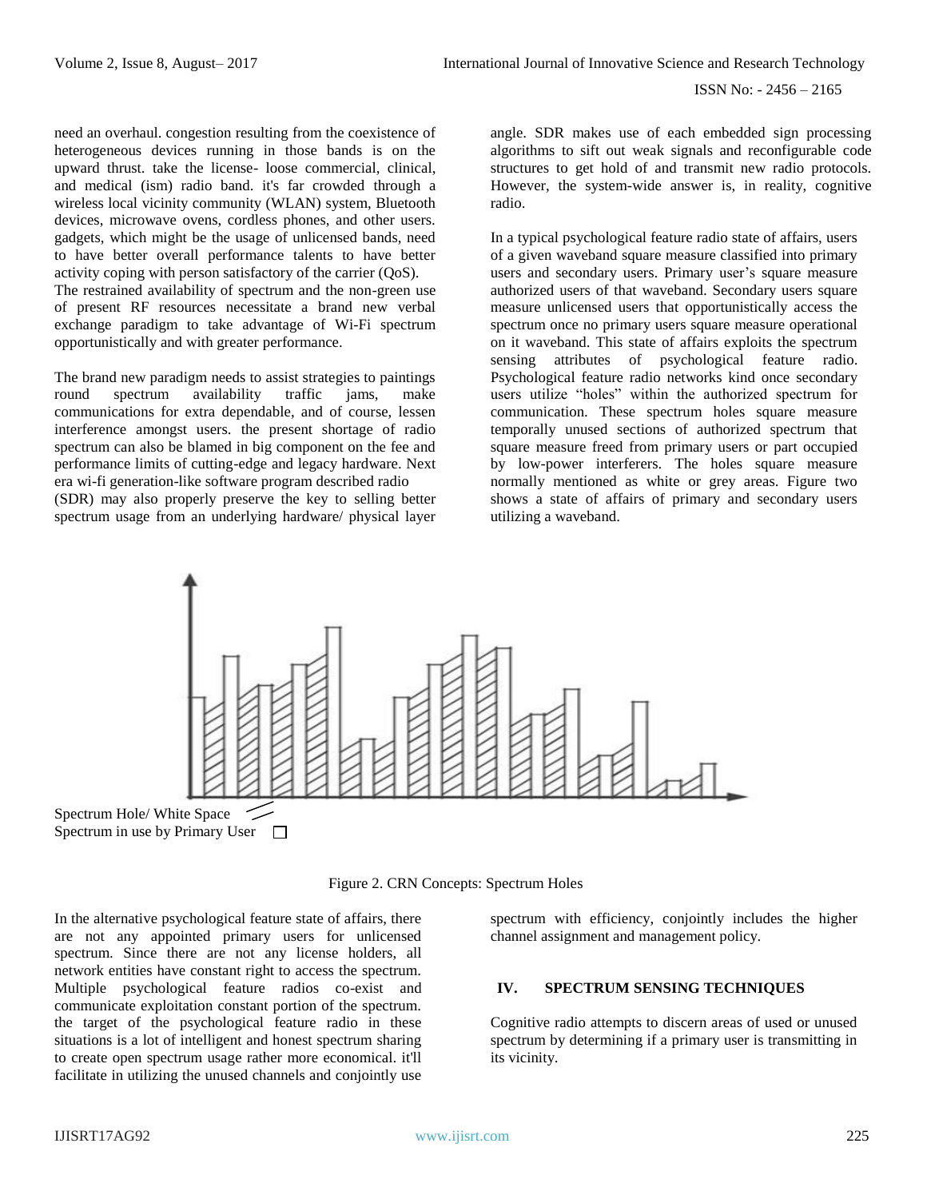need an overhaul. congestion resulting from the coexistence of heterogeneous devices running in those bands is on the upward thrust. take the license- loose commercial, clinical, and medical (ism) radio band. it's far crowded through a wireless local vicinity community (WLAN) system, Bluetooth devices, microwave ovens, cordless phones, and other users. gadgets, which might be the usage of unlicensed bands, need to have better overall performance talents to have better activity coping with person satisfactory of the carrier (QoS). The restrained availability of spectrum and the non-green use of present RF resources necessitate a brand new verbal exchange paradigm to take advantage of Wi-Fi spectrum opportunistically and with greater performance.

The brand new paradigm needs to assist strategies to paintings round spectrum availability traffic jams, make communications for extra dependable, and of course, lessen interference amongst users. the present shortage of radio spectrum can also be blamed in big component on the fee and performance limits of cutting-edge and legacy hardware. Next era wi-fi generation-like software program described radio (SDR) may also properly preserve the key to selling better spectrum usage from an underlying hardware/ physical layer angle. SDR makes use of each embedded sign processing algorithms to sift out weak signals and reconfigurable code structures to get hold of and transmit new radio protocols. However, the system-wide answer is, in reality, cognitive radio.

In a typical psychological feature radio state of affairs, users of a given waveband square measure classified into primary users and secondary users. Primary user's square measure authorized users of that waveband. Secondary users square measure unlicensed users that opportunistically access the spectrum once no primary users square measure operational on it waveband. This state of affairs exploits the spectrum sensing attributes of psychological feature radio. Psychological feature radio networks kind once secondary users utilize "holes" within the authorized spectrum for communication. These spectrum holes square measure temporally unused sections of authorized spectrum that square measure freed from primary users or part occupied by low-power interferers. The holes square measure normally mentioned as white or grey areas. Figure two shows a state of affairs of primary and secondary users utilizing a waveband.

Spectrum Hole/ White Space

Spectrum in use by Primary User

Figure 2. CRN Concepts: Spectrum Holes

In the alternative psychological feature state of affairs, there are not any appointed primary users for unlicensed spectrum. Since there are not any license holders, all network entities have constant right to access the spectrum. Multiple psychological feature radios co-exist and communicate exploitation constant portion of the spectrum. the target of the psychological feature radio in these situations is a lot of intelligent and honest spectrum sharing to create open spectrum usage rather more economical. it'll facilitate in utilizing the unused channels and conjointly use spectrum with efficiency, conjointly includes the higher channel assignment and management policy.

## IV. SPECTRUM SENSING TECHNIQUES

Cognitive radio attempts to discern areas of used or unused spectrum by determining if a primary user is transmitting in its vicinity.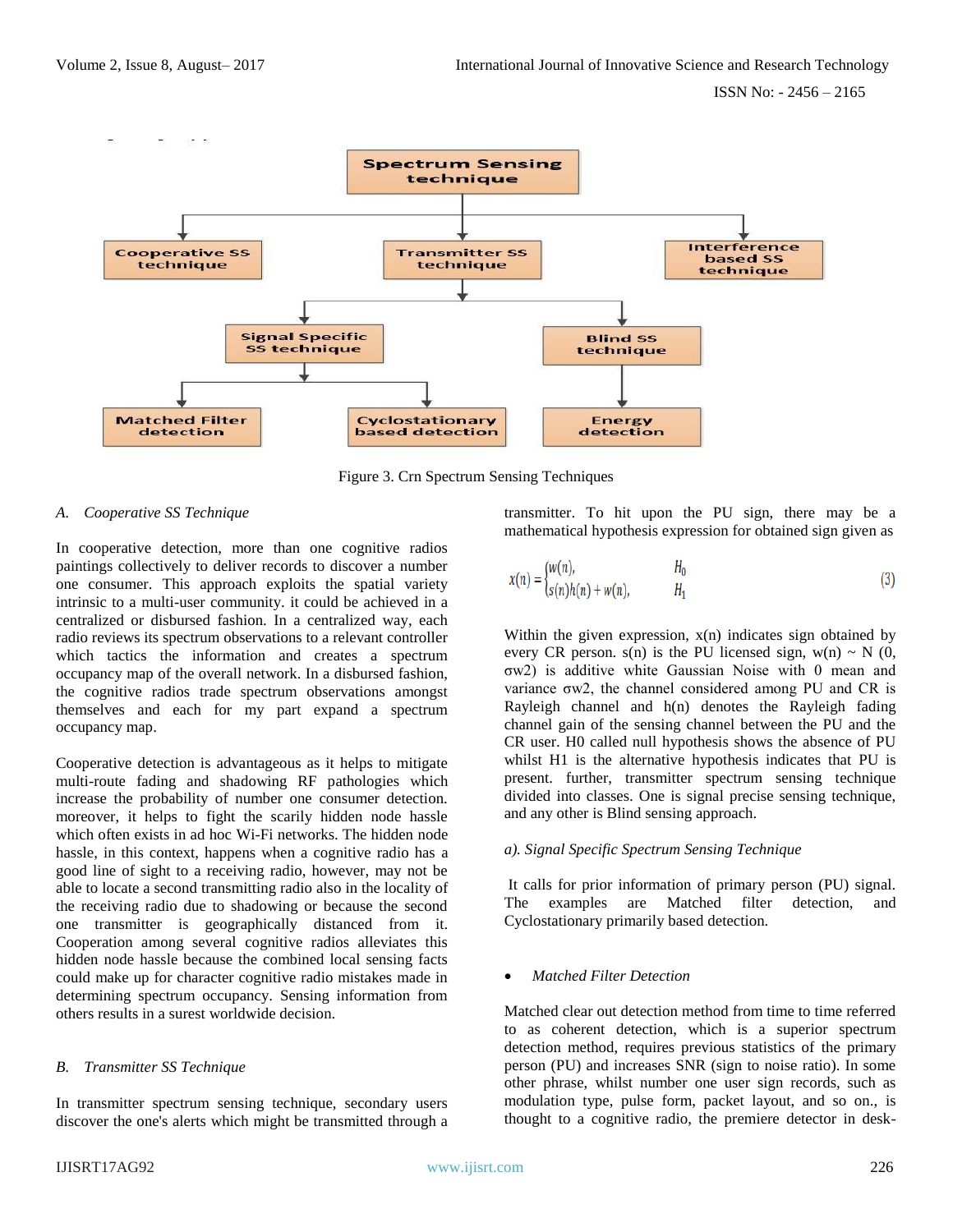Figure 3. Crn Spectrum Sensing Techniques

### A. *Cooperative SS Technique*

In cooperative detection, more than one cognitive radios paintings collectively to deliver records to discover a number one consumer. This approach exploits the spatial variety intrinsic to a multi-user community. it could be achieved in a centralized or disbursed fashion. In a centralized way, each radio reviews its spectrum observations to a relevant controller which tactics the information and creates a spectrum occupancy map of the overall network. In a disbursed fashion, the cognitive radios trade spectrum observations amongst themselves and each for my part expand a spectrum occupancy map.

Cooperative detection is advantageous as it helps to mitigate multi-route fading and shadowing RF pathologies which increase the probability of number one consumer detection. moreover, it helps to fight the scarily hidden node hassle which often exists in ad hoc Wi-Fi networks. The hidden node hassle, in this context, happens when a cognitive radio has a good line of sight to a receiving radio, however, may not be able to locate a second transmitting radio also in the locality of the receiving radio due to shadowing or because the second one transmitter is geographically distanced from it. Cooperation among several cognitive radios alleviates this hidden node hassle because the combined local sensing facts could make up for character cognitive radio mistakes made in determining spectrum occupancy. Sensing information from others results in a surest worldwide decision.

### B. *Transmitter SS Technique*

In transmitter spectrum sensing technique, secondary users discover the one's alerts which might be transmitted through a transmitter. To hit upon the PU sign, there may be a mathematical hypothesis expression for obtained sign given as

$$x(n) = \begin{cases} w(n), & H_0 \\ s(n)h(n) + w(n), & H_1 \end{cases} \tag{3}$$

Within the given expression, x(n) indicates sign obtained by every CR person. s(n) is the PU licensed sign, w(n) ~ N (0, σw2) is additive white Gaussian Noise with 0 mean and variance σw2, the channel considered among PU and CR is Rayleigh channel and h(n) denotes the Rayleigh fading channel gain of the sensing channel between the PU and the CR user. H0 called null hypothesis shows the absence of PU whilst H1 is the alternative hypothesis indicates that PU is present. further, transmitter spectrum sensing technique divided into classes. One is signal precise sensing technique, and any other is Blind sensing approach.

#### *a). Signal Specific Spectrum Sensing Technique*

It calls for prior information of primary person (PU) signal. The examples are Matched filter detection, and Cyclostationary primarily based detection.

- *Matched Filter Detection*

Matched clear out detection method from time to time referred to as coherent detection, which is a superior spectrum detection method, requires previous statistics of the primary person (PU) and increases SNR (sign to noise ratio). In some other phrase, whilst number one user sign records, such as modulation type, pulse form, packet layout, and so on., is thought to a cognitive radio, the premiere detector in desk-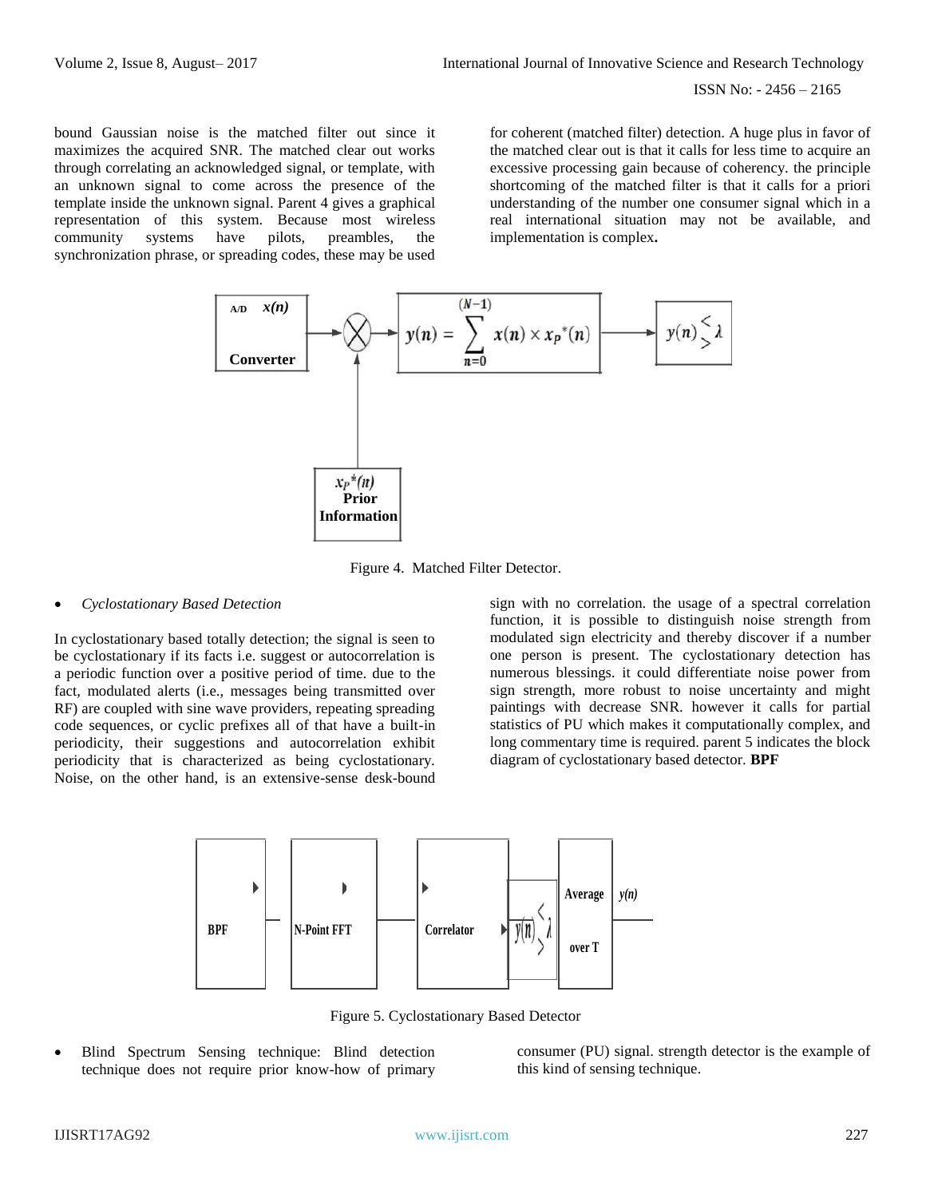bound Gaussian noise is the matched filter out since it maximizes the acquired SNR. The matched clear out works through correlating an acknowledged signal, or template, with an unknown signal to come across the presence of the template inside the unknown signal. Parent 4 gives a graphical representation of this system. Because most wireless community systems have pilots, preambles, the synchronization phrase, or spreading codes, these may be used for coherent (matched filter) detection. A huge plus in favor of the matched clear out is that it calls for less time to acquire an excessive processing gain because of coherency. the principle shortcoming of the matched filter is that it calls for a priori understanding of the number one consumer signal which in a real international situation may not be available, and implementation is complex**.**

A/D Converter $x(n)$ → ⊗ → $y(n) = \sum_{n=0}^{(N-1)} x(n) \times x_P^*(n)$ → $y(n) \lessgtr \lambda$

$x_P^*(n)$ Prior Information

Figure 4. Matched Filter Detector.

- *Cyclostationary Based Detection*

In cyclostationary based totally detection; the signal is seen to be cyclostationary if its facts i.e. suggest or autocorrelation is a periodic function over a positive period of time. due to the fact, modulated alerts (i.e., messages being transmitted over RF) are coupled with sine wave providers, repeating spreading code sequences, or cyclic prefixes all of that have a built-in periodicity, their suggestions and autocorrelation exhibit periodicity that is characterized as being cyclostationary. Noise, on the other hand, is an extensive-sense desk-bound sign with no correlation. the usage of a spectral correlation function, it is possible to distinguish noise strength from modulated sign electricity and thereby discover if a number one person is present. The cyclostationary detection has numerous blessings. it could differentiate noise power from sign strength, more robust to noise uncertainty and might paintings with decrease SNR. however it calls for partial statistics of PU which makes it computationally complex, and long commentary time is required. parent 5 indicates the block diagram of cyclostationary based detector. **BPF**

BPF → N-Point FFT → Correlator → Average over T → $y(n) \lessgtr \lambda$, $y(n)$

Figure 5. Cyclostationary Based Detector

- Blind Spectrum Sensing technique: Blind detection technique does not require prior know-how of primary consumer (PU) signal. strength detector is the example of this kind of sensing technique.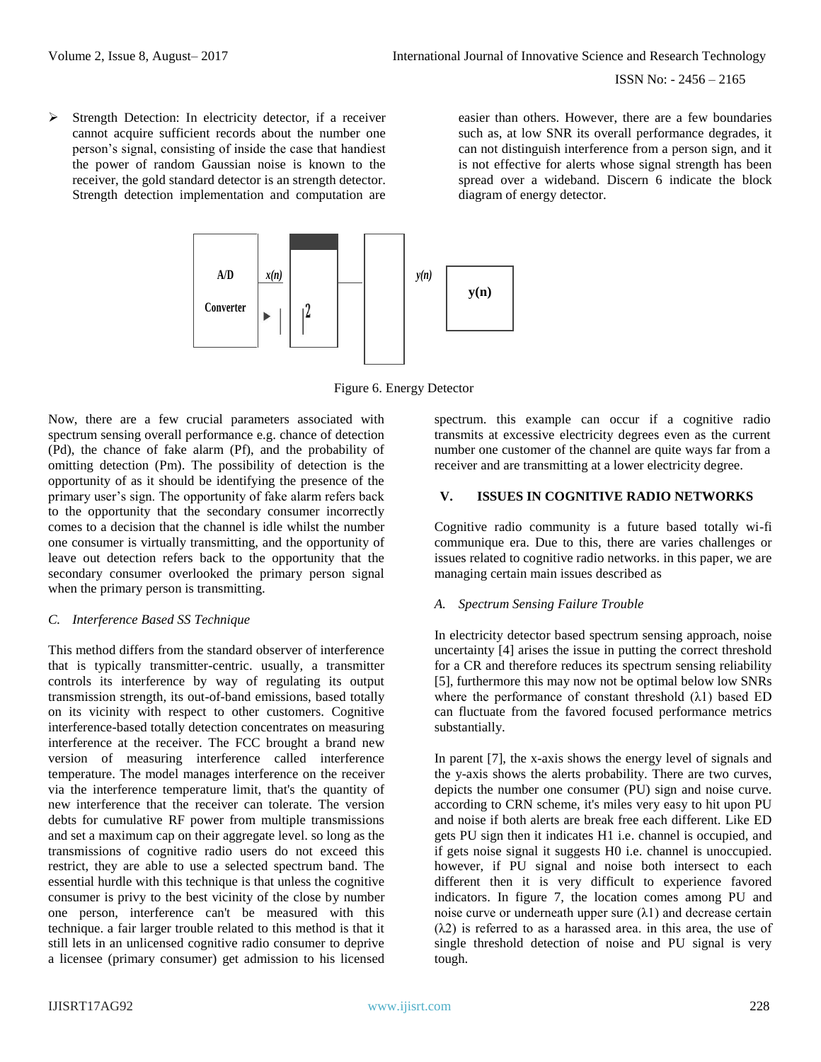- Strength Detection: In electricity detector, if a receiver cannot acquire sufficient records about the number one person's signal, consisting of inside the case that handiest the power of random Gaussian noise is known to the receiver, the gold standard detector is an strength detector. Strength detection implementation and computation are easier than others. However, there are a few boundaries such as, at low SNR its overall performance degrades, it can not distinguish interference from a person sign, and it is not effective for alerts whose signal strength has been spread over a wideband. Discern 6 indicate the block diagram of energy detector.

A/D Converter → $x(n)$ → $|\,|^2$ → → $y(n)$ → **y(n)**

Figure 6. Energy Detector

Now, there are a few crucial parameters associated with spectrum sensing overall performance e.g. chance of detection (Pd), the chance of fake alarm (Pf), and the probability of omitting detection (Pm). The possibility of detection is the opportunity of as it should be identifying the presence of the primary user's sign. The opportunity of fake alarm refers back to the opportunity that the secondary consumer incorrectly comes to a decision that the channel is idle whilst the number one consumer is virtually transmitting, and the opportunity of leave out detection refers back to the opportunity that the secondary consumer overlooked the primary person signal when the primary person is transmitting.

### *C. Interference Based SS Technique*

This method differs from the standard observer of interference that is typically transmitter-centric. usually, a transmitter controls its interference by way of regulating its output transmission strength, its out-of-band emissions, based totally on its vicinity with respect to other customers. Cognitive interference-based totally detection concentrates on measuring interference at the receiver. The FCC brought a brand new version of measuring interference called interference temperature. The model manages interference on the receiver via the interference temperature limit, that's the quantity of new interference that the receiver can tolerate. The version debts for cumulative RF power from multiple transmissions and set a maximum cap on their aggregate level. so long as the transmissions of cognitive radio users do not exceed this restrict, they are able to use a selected spectrum band. The essential hurdle with this technique is that unless the cognitive consumer is privy to the best vicinity of the close by number one person, interference can't be measured with this technique. a fair larger trouble related to this method is that it still lets in an unlicensed cognitive radio consumer to deprive a licensee (primary consumer) get admission to his licensed spectrum. this example can occur if a cognitive radio transmits at excessive electricity degrees even as the current number one customer of the channel are quite ways far from a receiver and are transmitting at a lower electricity degree.

## V. ISSUES IN COGNITIVE RADIO NETWORKS

Cognitive radio community is a future based totally wi-fi communique era. Due to this, there are varies challenges or issues related to cognitive radio networks. in this paper, we are managing certain main issues described as

### *A. Spectrum Sensing Failure Trouble*

In electricity detector based spectrum sensing approach, noise uncertainty [4] arises the issue in putting the correct threshold for a CR and therefore reduces its spectrum sensing reliability [5], furthermore this may now not be optimal below low SNRs where the performance of constant threshold ($\lambda1$) based ED can fluctuate from the favored focused performance metrics substantially.

In parent [7], the x-axis shows the energy level of signals and the y-axis shows the alerts probability. There are two curves, depicts the number one consumer (PU) sign and noise curve. according to CRN scheme, it's miles very easy to hit upon PU and noise if both alerts are break free each different. Like ED gets PU sign then it indicates H1 i.e. channel is occupied, and if gets noise signal it suggests H0 i.e. channel is unoccupied. however, if PU signal and noise both intersect to each different then it is very difficult to experience favored indicators. In figure 7, the location comes among PU and noise curve or underneath upper sure ($\lambda1$) and decrease certain ($\lambda2$) is referred to as a harassed area. in this area, the use of single threshold detection of noise and PU signal is very tough.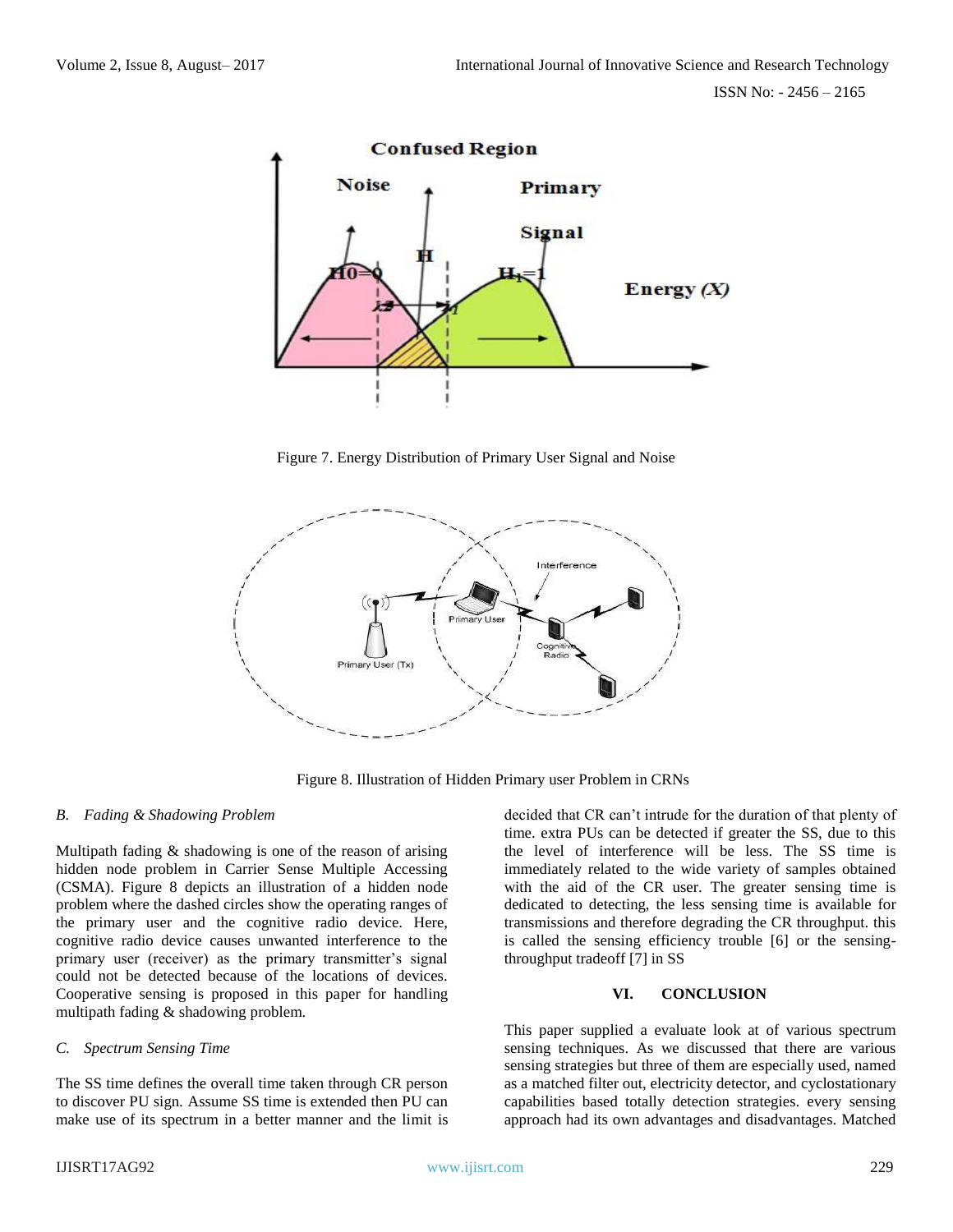Figure 7. Energy Distribution of Primary User Signal and Noise

Figure 8. Illustration of Hidden Primary user Problem in CRNs

### *B. Fading & Shadowing Problem*

Multipath fading & shadowing is one of the reason of arising hidden node problem in Carrier Sense Multiple Accessing (CSMA). Figure 8 depicts an illustration of a hidden node problem where the dashed circles show the operating ranges of the primary user and the cognitive radio device. Here, cognitive radio device causes unwanted interference to the primary user (receiver) as the primary transmitter's signal could not be detected because of the locations of devices. Cooperative sensing is proposed in this paper for handling multipath fading & shadowing problem.

### *C. Spectrum Sensing Time*

The SS time defines the overall time taken through CR person to discover PU sign. Assume SS time is extended then PU can make use of its spectrum in a better manner and the limit is decided that CR can't intrude for the duration of that plenty of time. extra PUs can be detected if greater the SS, due to this the level of interference will be less. The SS time is immediately related to the wide variety of samples obtained with the aid of the CR user. The greater sensing time is dedicated to detecting, the less sensing time is available for transmissions and therefore degrading the CR throughput. this is called the sensing efficiency trouble [6] or the sensing-throughput tradeoff [7] in SS

## VI. CONCLUSION

This paper supplied a evaluate look at of various spectrum sensing techniques. As we discussed that there are various sensing strategies but three of them are especially used, named as a matched filter out, electricity detector, and cyclostationary capabilities based totally detection strategies. every sensing approach had its own advantages and disadvantages. Matched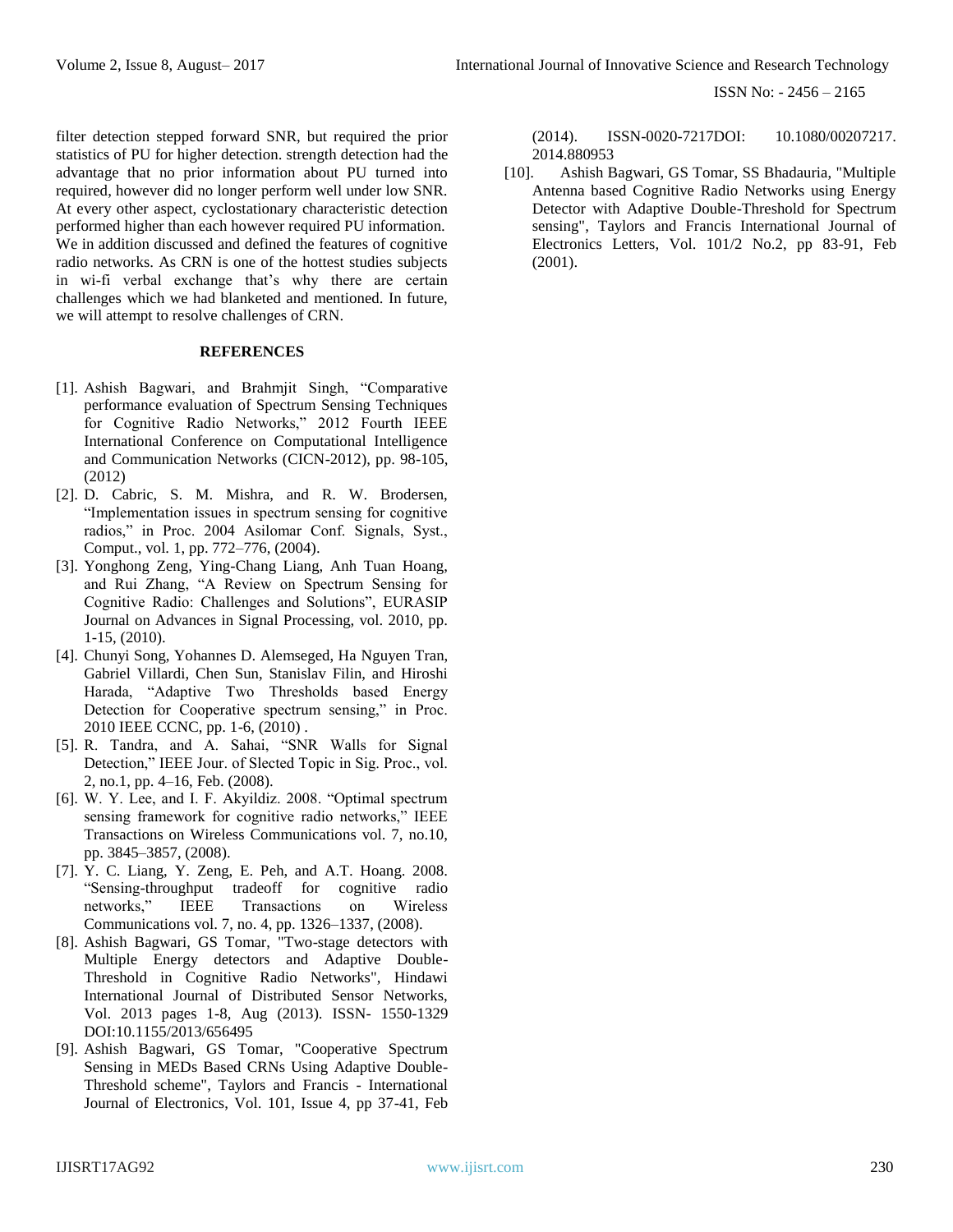filter detection stepped forward SNR, but required the prior statistics of PU for higher detection. strength detection had the advantage that no prior information about PU turned into required, however did no longer perform well under low SNR. At every other aspect, cyclostationary characteristic detection performed higher than each however required PU information. We in addition discussed and defined the features of cognitive radio networks. As CRN is one of the hottest studies subjects in wi-fi verbal exchange that's why there are certain challenges which we had blanketed and mentioned. In future, we will attempt to resolve challenges of CRN.

## REFERENCES

- [1]. Ashish Bagwari, and Brahmjit Singh, "Comparative performance evaluation of Spectrum Sensing Techniques for Cognitive Radio Networks," 2012 Fourth IEEE International Conference on Computational Intelligence and Communication Networks (CICN-2012), pp. 98-105, (2012)
- [2]. D. Cabric, S. M. Mishra, and R. W. Brodersen, "Implementation issues in spectrum sensing for cognitive radios," in Proc. 2004 Asilomar Conf. Signals, Syst., Comput., vol. 1, pp. 772–776, (2004).
- [3]. Yonghong Zeng, Ying-Chang Liang, Anh Tuan Hoang, and Rui Zhang, "A Review on Spectrum Sensing for Cognitive Radio: Challenges and Solutions", EURASIP Journal on Advances in Signal Processing, vol. 2010, pp. 1-15, (2010).
- [4]. Chunyi Song, Yohannes D. Alemseged, Ha Nguyen Tran, Gabriel Villardi, Chen Sun, Stanislav Filin, and Hiroshi Harada, "Adaptive Two Thresholds based Energy Detection for Cooperative spectrum sensing," in Proc. 2010 IEEE CCNC, pp. 1-6, (2010) .
- [5]. R. Tandra, and A. Sahai, "SNR Walls for Signal Detection," IEEE Jour. of Slected Topic in Sig. Proc., vol. 2, no.1, pp. 4–16, Feb. (2008).
- [6]. W. Y. Lee, and I. F. Akyildiz. 2008. "Optimal spectrum sensing framework for cognitive radio networks," IEEE Transactions on Wireless Communications vol. 7, no.10, pp. 3845–3857, (2008).
- [7]. Y. C. Liang, Y. Zeng, E. Peh, and A.T. Hoang. 2008. "Sensing-throughput tradeoff for cognitive radio networks," IEEE Transactions on Wireless Communications vol. 7, no. 4, pp. 1326–1337, (2008).
- [8]. Ashish Bagwari, GS Tomar, "Two-stage detectors with Multiple Energy detectors and Adaptive Double-Threshold in Cognitive Radio Networks", Hindawi International Journal of Distributed Sensor Networks, Vol. 2013 pages 1-8, Aug (2013). ISSN- 1550-1329 DOI:10.1155/2013/656495
- [9]. Ashish Bagwari, GS Tomar, "Cooperative Spectrum Sensing in MEDs Based CRNs Using Adaptive Double-Threshold scheme", Taylors and Francis - International Journal of Electronics, Vol. 101, Issue 4, pp 37-41, Feb (2014). ISSN-0020-7217DOI: 10.1080/00207217.2014.880953
- [10]. Ashish Bagwari, GS Tomar, SS Bhadauria, "Multiple Antenna based Cognitive Radio Networks using Energy Detector with Adaptive Double-Threshold for Spectrum sensing", Taylors and Francis International Journal of Electronics Letters, Vol. 101/2 No.2, pp 83-91, Feb (2001).